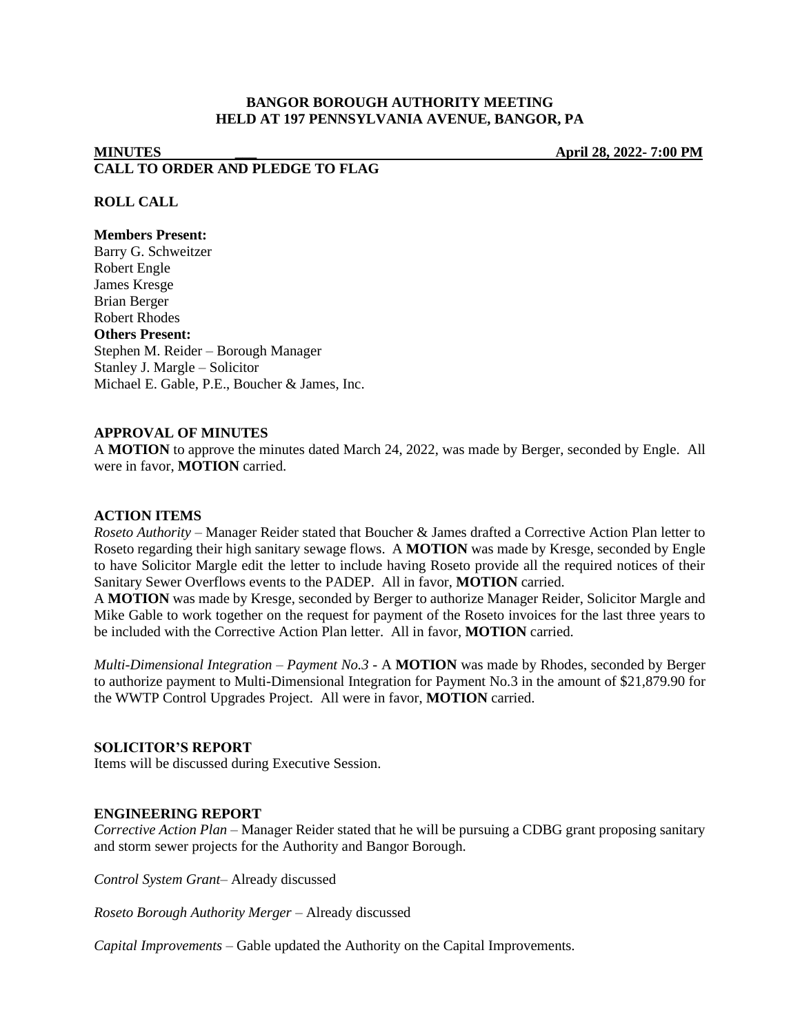**BANGOR BOROUGH AUTHORITY MEETING**
**HELD AT 197 PENNSYLVANIA AVENUE, BANGOR, PA**

**MINUTES** **April 28, 2022- 7:00 PM**

**CALL TO ORDER AND PLEDGE TO FLAG**

**ROLL CALL**

**Members Present:**
Barry G. Schweitzer
Robert Engle
James Kresge
Brian Berger
Robert Rhodes

**Others Present:**
Stephen M. Reider – Borough Manager
Stanley J. Margle – Solicitor
Michael E. Gable, P.E., Boucher & James, Inc.

**APPROVAL OF MINUTES**

A **MOTION** to approve the minutes dated March 24, 2022, was made by Berger, seconded by Engle. All were in favor, **MOTION** carried.

**ACTION ITEMS**

*Roseto Authority* – Manager Reider stated that Boucher & James drafted a Corrective Action Plan letter to Roseto regarding their high sanitary sewage flows. A **MOTION** was made by Kresge, seconded by Engle to have Solicitor Margle edit the letter to include having Roseto provide all the required notices of their Sanitary Sewer Overflows events to the PADEP. All in favor, **MOTION** carried.

A **MOTION** was made by Kresge, seconded by Berger to authorize Manager Reider, Solicitor Margle and Mike Gable to work together on the request for payment of the Roseto invoices for the last three years to be included with the Corrective Action Plan letter. All in favor, **MOTION** carried.

*Multi-Dimensional Integration – Payment No.3* - A **MOTION** was made by Rhodes, seconded by Berger to authorize payment to Multi-Dimensional Integration for Payment No.3 in the amount of $21,879.90 for the WWTP Control Upgrades Project. All were in favor, **MOTION** carried.

**SOLICITOR'S REPORT**

Items will be discussed during Executive Session.

**ENGINEERING REPORT**

*Corrective Action Plan* – Manager Reider stated that he will be pursuing a CDBG grant proposing sanitary and storm sewer projects for the Authority and Bangor Borough.

*Control System Grant*– Already discussed

*Roseto Borough Authority Merger* – Already discussed

*Capital Improvements* – Gable updated the Authority on the Capital Improvements.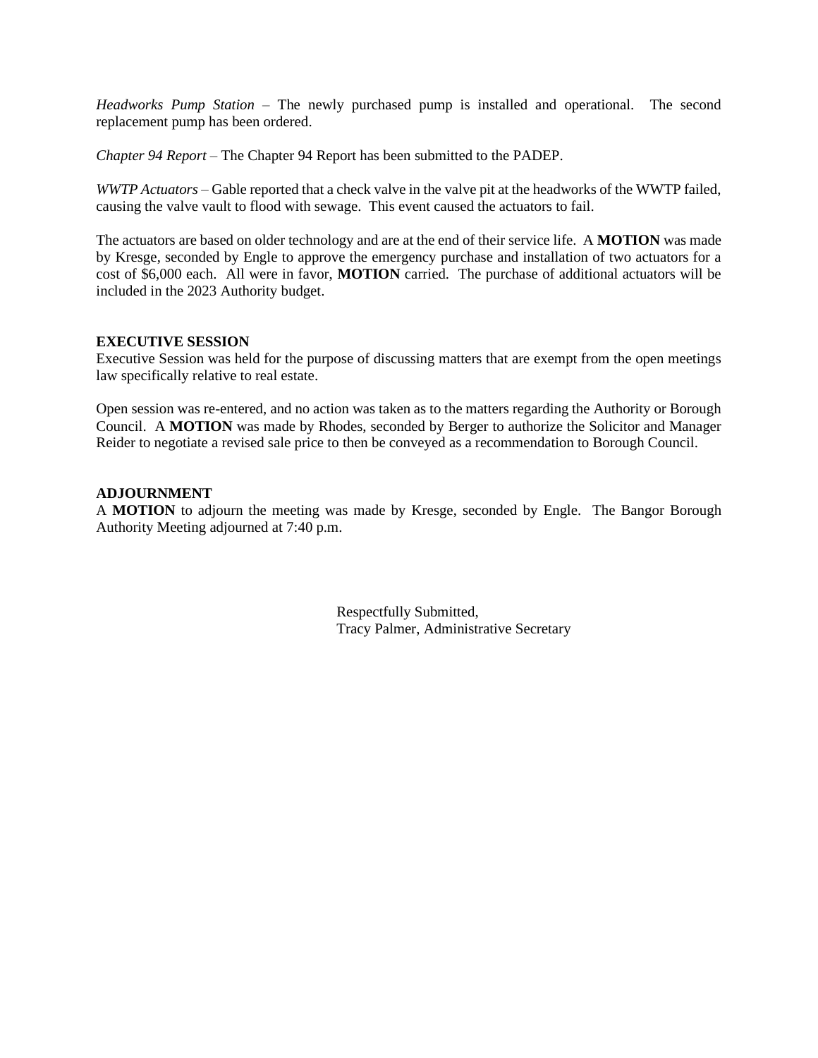*Headworks Pump Station* – The newly purchased pump is installed and operational. The second replacement pump has been ordered.

*Chapter 94 Report* – The Chapter 94 Report has been submitted to the PADEP.

*WWTP Actuators* – Gable reported that a check valve in the valve pit at the headworks of the WWTP failed, causing the valve vault to flood with sewage. This event caused the actuators to fail.

The actuators are based on older technology and are at the end of their service life. A **MOTION** was made by Kresge, seconded by Engle to approve the emergency purchase and installation of two actuators for a cost of $6,000 each. All were in favor, **MOTION** carried. The purchase of additional actuators will be included in the 2023 Authority budget.

**EXECUTIVE SESSION**

Executive Session was held for the purpose of discussing matters that are exempt from the open meetings law specifically relative to real estate.

Open session was re-entered, and no action was taken as to the matters regarding the Authority or Borough Council. A **MOTION** was made by Rhodes, seconded by Berger to authorize the Solicitor and Manager Reider to negotiate a revised sale price to then be conveyed as a recommendation to Borough Council.

**ADJOURNMENT**

A **MOTION** to adjourn the meeting was made by Kresge, seconded by Engle. The Bangor Borough Authority Meeting adjourned at 7:40 p.m.

Respectfully Submitted,
Tracy Palmer, Administrative Secretary